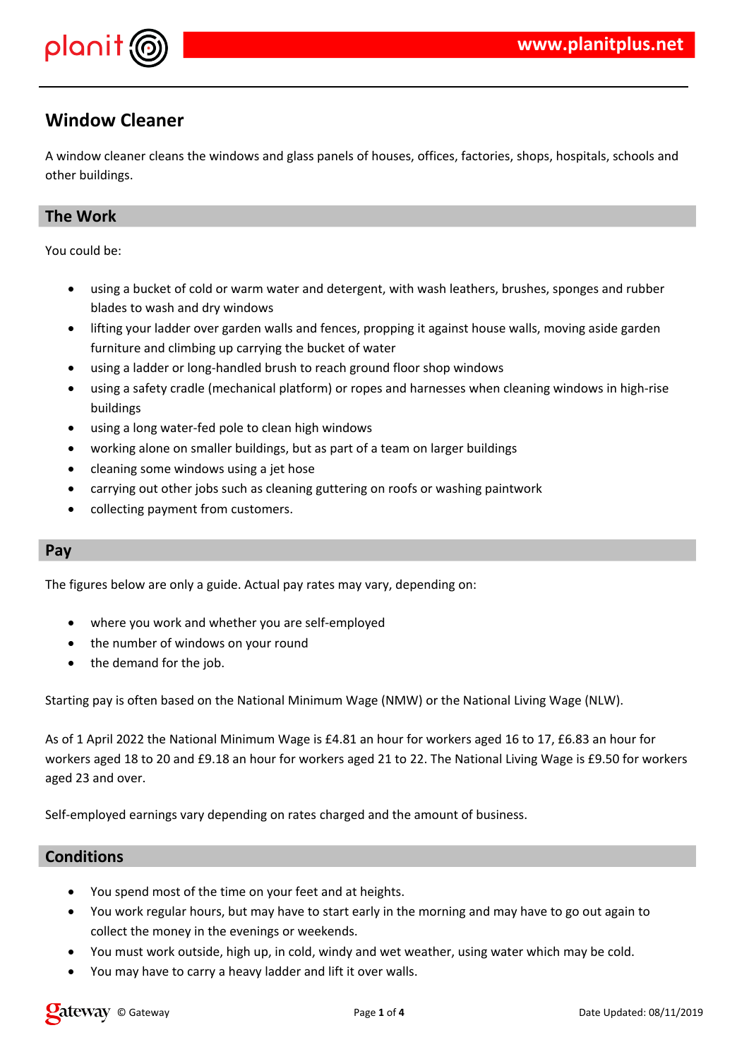# Window Cleaner

A window cleaner cleans the windows and glass panels of houses, offices, factories, shops, hospitals, schools and other buildings.

## The Work

You could be:

- using a bucket of cold or warm water and detergent, with wash leathers, brushes, sponges and rubber blades to wash and dry windows
- lifting your ladder over garden walls and fences, propping it against house walls, moving aside garden furniture and climbing up carrying the bucket of water
- using a ladder or long-handled brush to reach ground floor shop windows
- using a safety cradle (mechanical platform) or ropes and harnesses when cleaning windows in high-rise buildings
- using a long water-fed pole to clean high windows
- working alone on smaller buildings, but as part of a team on larger buildings
- cleaning some windows using a jet hose
- carrying out other jobs such as cleaning guttering on roofs or washing paintwork
- collecting payment from customers.

## Pay

The figures below are only a guide. Actual pay rates may vary, depending on:

- where you work and whether you are self-employed
- the number of windows on your round
- the demand for the job.

Starting pay is often based on the National Minimum Wage (NMW) or the National Living Wage (NLW).

As of 1 April 2022 the National Minimum Wage is £4.81 an hour for workers aged 16 to 17, £6.83 an hour for workers aged 18 to 20 and £9.18 an hour for workers aged 21 to 22. The National Living Wage is £9.50 for workers aged 23 and over.

Self-employed earnings vary depending on rates charged and the amount of business.

## Conditions

- You spend most of the time on your feet and at heights.
- You work regular hours, but may have to start early in the morning and may have to go out again to collect the money in the evenings or weekends.
- You must work outside, high up, in cold, windy and wet weather, using water which may be cold.
- You may have to carry a heavy ladder and lift it over walls.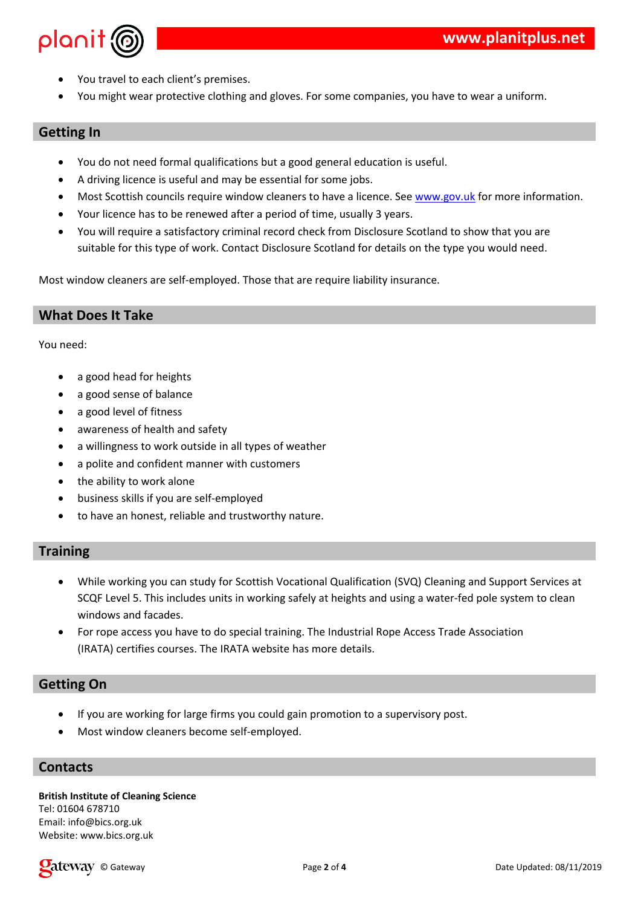- You travel to each client's premises.
- You might wear protective clothing and gloves. For some companies, you have to wear a uniform.

## Getting In

- You do not need formal qualifications but a good general education is useful.
- A driving licence is useful and may be essential for some jobs.
- Most Scottish councils require window cleaners to have a licence. See [www.gov.uk](www.gov.uk) for more information.
- Your licence has to be renewed after a period of time, usually 3 years.
- You will require a satisfactory criminal record check from Disclosure Scotland to show that you are suitable for this type of work. Contact Disclosure Scotland for details on the type you would need.

Most window cleaners are self-employed. Those that are require liability insurance.

## What Does It Take

You need:

- a good head for heights
- a good sense of balance
- a good level of fitness
- awareness of health and safety
- a willingness to work outside in all types of weather
- a polite and confident manner with customers
- the ability to work alone
- business skills if you are self-employed
- to have an honest, reliable and trustworthy nature.

## Training

- While working you can study for Scottish Vocational Qualification (SVQ) Cleaning and Support Services at SCQF Level 5. This includes units in working safely at heights and using a water-fed pole system to clean windows and facades.
- For rope access you have to do special training. The Industrial Rope Access Trade Association (IRATA) certifies courses. The IRATA website has more details.

## Getting On

- If you are working for large firms you could gain promotion to a supervisory post.
- Most window cleaners become self-employed.

## Contacts

**British Institute of Cleaning Science**
Tel: 01604 678710
Email: info@bics.org.uk
Website: www.bics.org.uk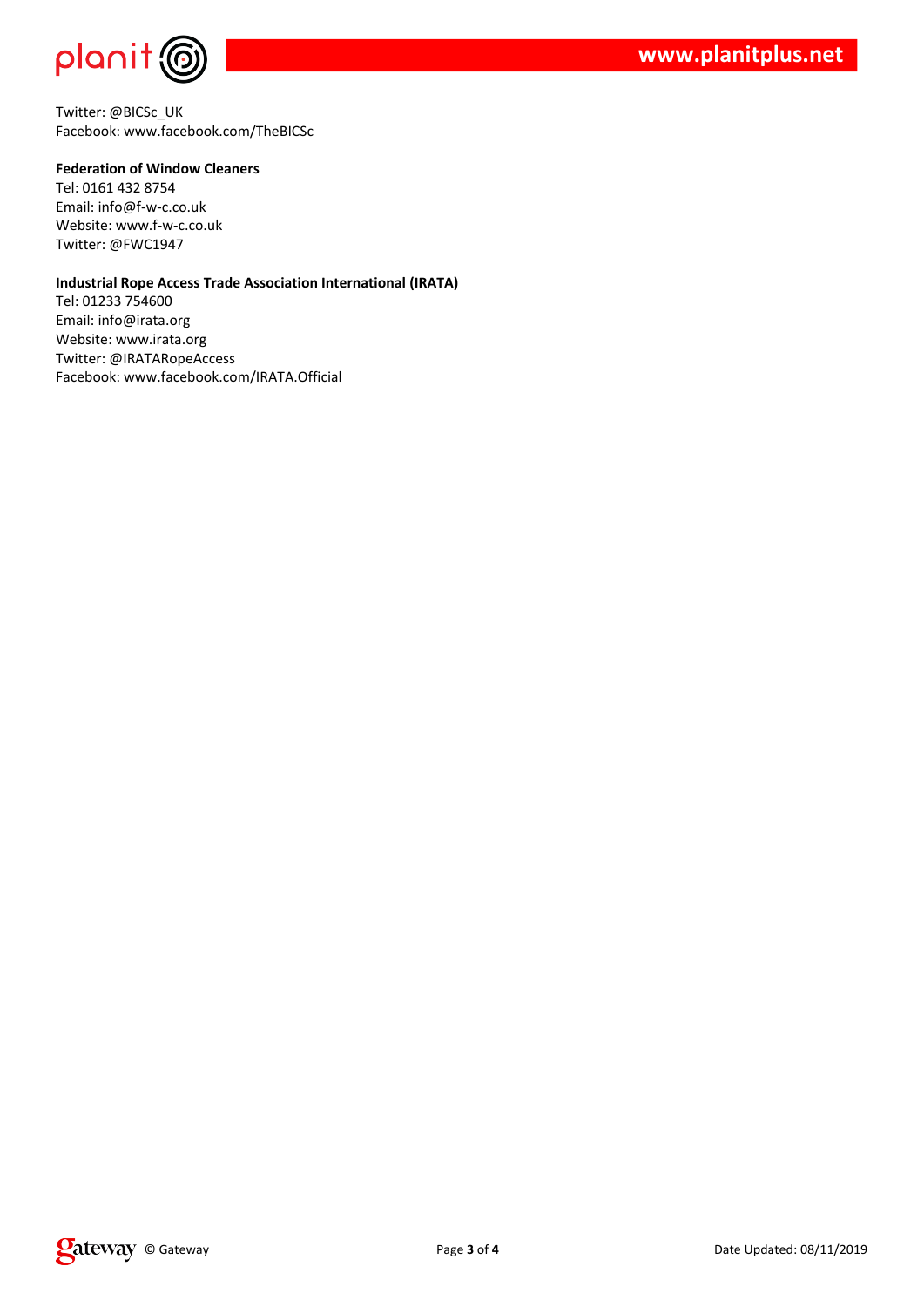Twitter: @BICSc_UK
Facebook: www.facebook.com/TheBICSc

**Federation of Window Cleaners**
Tel: 0161 432 8754
Email: info@f-w-c.co.uk
Website: www.f-w-c.co.uk
Twitter: @FWC1947

**Industrial Rope Access Trade Association International (IRATA)**
Tel: 01233 754600
Email: info@irata.org
Website: www.irata.org
Twitter: @IRATARopeAccess
Facebook: www.facebook.com/IRATA.Official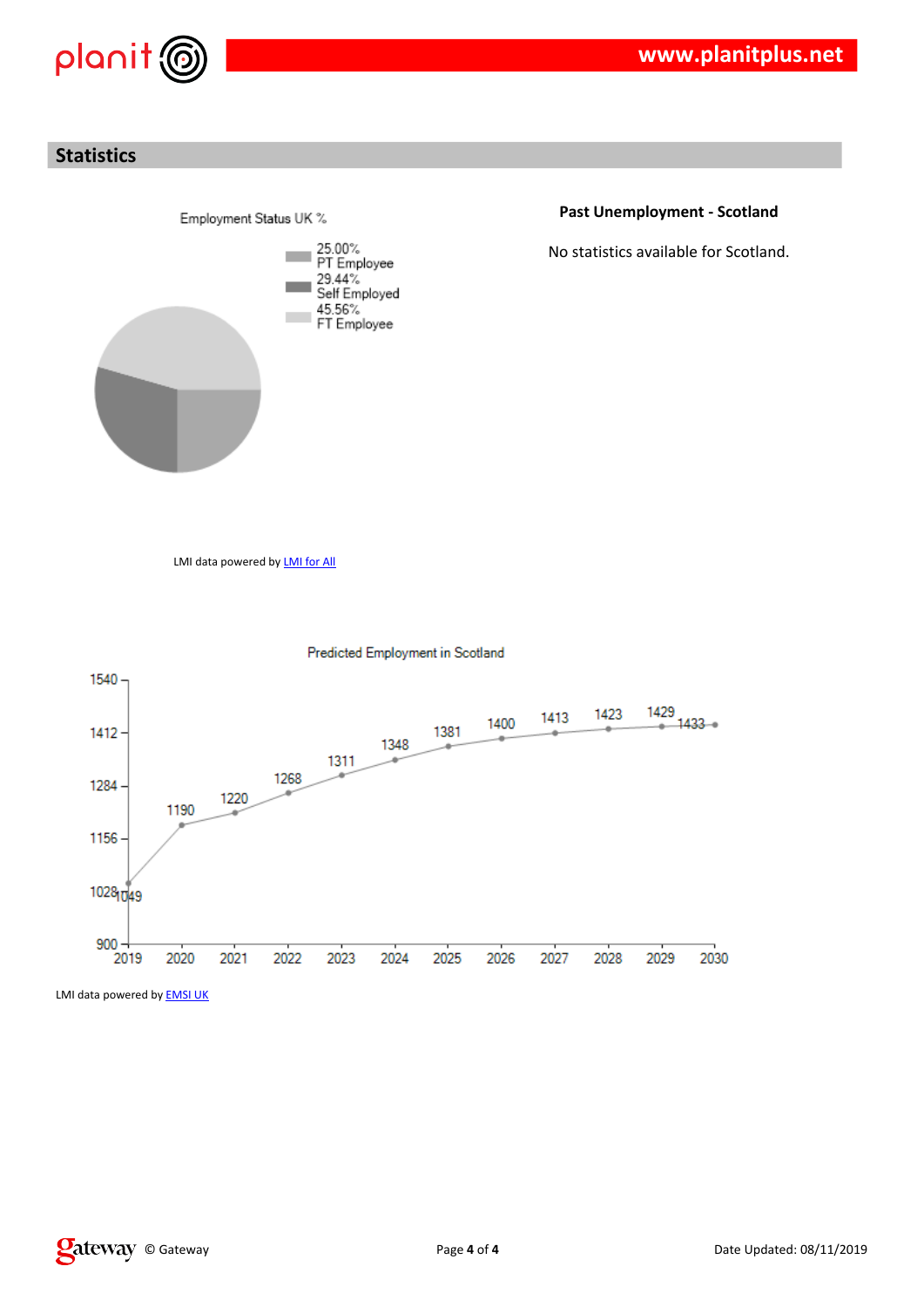## Statistics

Employment Status UK %

25.00%
PT Employee
29.44%
Self Employed
45.56%
FT Employee

LMI data powered by [LMI for All](LMI for All)

**Past Unemployment - Scotland**

No statistics available for Scotland.

Predicted Employment in Scotland

1540
1412
1284
1156
1028
900

2019 2020 2021 2022 2023 2024 2025 2026 2027 2028 2029 2030

1049 1190 1220 1268 1311 1348 1381 1400 1413 1423 1429 1433

LMI data powered by EMSI UK